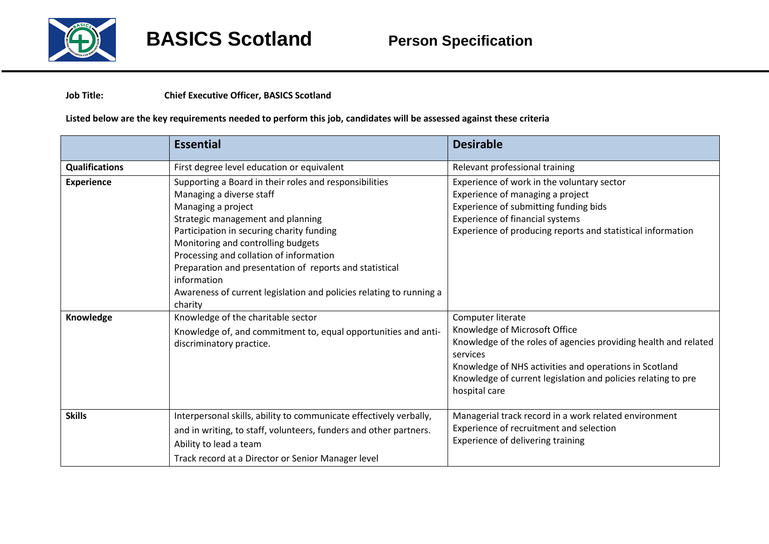# BASICS Scotland

## Person Specification

**Job Title:** **Chief Executive Officer, BASICS Scotland**

**Listed below are the key requirements needed to perform this job, candidates will be assessed against these criteria**

| | **Essential** | **Desirable** |
|---|---|---|
| **Qualifications** | First degree level education or equivalent | Relevant professional training |
| **Experience** | Supporting a Board in their roles and responsibilities<br>Managing a diverse staff<br>Managing a project<br>Strategic management and planning<br>Participation in securing charity funding<br>Monitoring and controlling budgets<br>Processing and collation of information<br>Preparation and presentation of reports and statistical information<br>Awareness of current legislation and policies relating to running a charity | Experience of work in the voluntary sector<br>Experience of managing a project<br>Experience of submitting funding bids<br>Experience of financial systems<br>Experience of producing reports and statistical information |
| **Knowledge** | Knowledge of the charitable sector<br>Knowledge of, and commitment to, equal opportunities and anti-discriminatory practice. | Computer literate<br>Knowledge of Microsoft Office<br>Knowledge of the roles of agencies providing health and related services<br>Knowledge of NHS activities and operations in Scotland<br>Knowledge of current legislation and policies relating to pre hospital care |
| **Skills** | Interpersonal skills, ability to communicate effectively verbally, and in writing, to staff, volunteers, funders and other partners.<br>Ability to lead a team<br>Track record at a Director or Senior Manager level | Managerial track record in a work related environment<br>Experience of recruitment and selection<br>Experience of delivering training |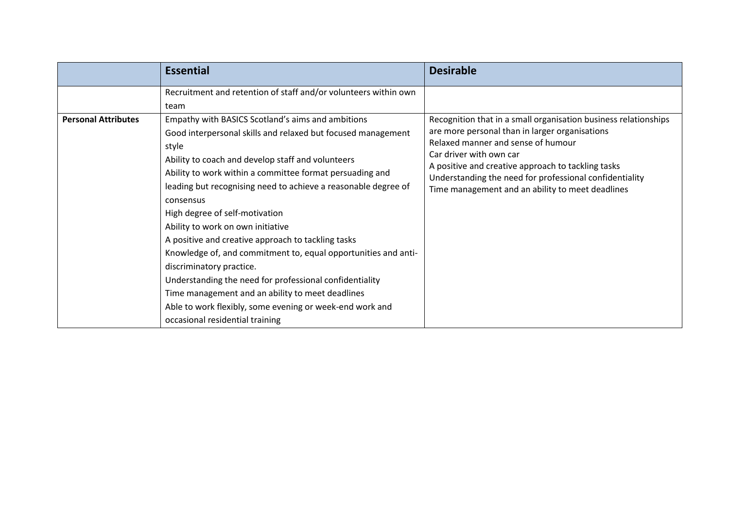| | Essential | Desirable |
|---|---|---|
| | Recruitment and retention of staff and/or volunteers within own team | |
| **Personal Attributes** | Empathy with BASICS Scotland's aims and ambitions<br>Good interpersonal skills and relaxed but focused management style<br>Ability to coach and develop staff and volunteers<br>Ability to work within a committee format persuading and leading but recognising need to achieve a reasonable degree of consensus<br>High degree of self-motivation<br>Ability to work on own initiative<br>A positive and creative approach to tackling tasks<br>Knowledge of, and commitment to, equal opportunities and anti-discriminatory practice.<br>Understanding the need for professional confidentiality<br>Time management and an ability to meet deadlines<br>Able to work flexibly, some evening or week-end work and occasional residential training | Recognition that in a small organisation business relationships are more personal than in larger organisations<br>Relaxed manner and sense of humour<br>Car driver with own car<br>A positive and creative approach to tackling tasks<br>Understanding the need for professional confidentiality<br>Time management and an ability to meet deadlines |